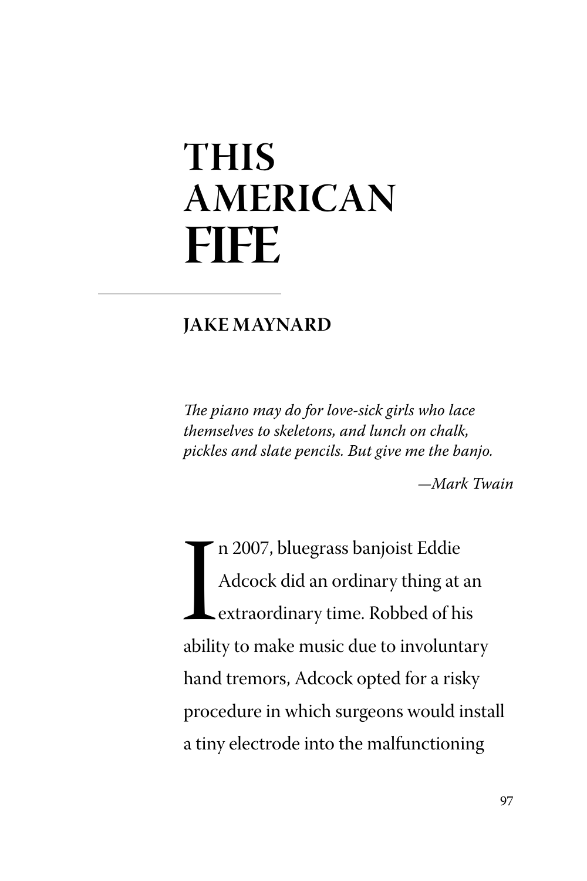# THIS AMERICAN FIFE

**JAKE MAYNARD**

*The piano may do for love-sick girls who lace themselves to skeletons, and lunch on chalk, pickles and slate pencils. But give me the banjo.*

*—Mark Twain*

In 2007, bluegrass banjoist Eddie Adcock did an ordinary thing at an extraordinary time. Robbed of his ability to make music due to involuntary hand tremors, Adcock opted for a risky procedure in which surgeons would install a tiny electrode into the malfunctioning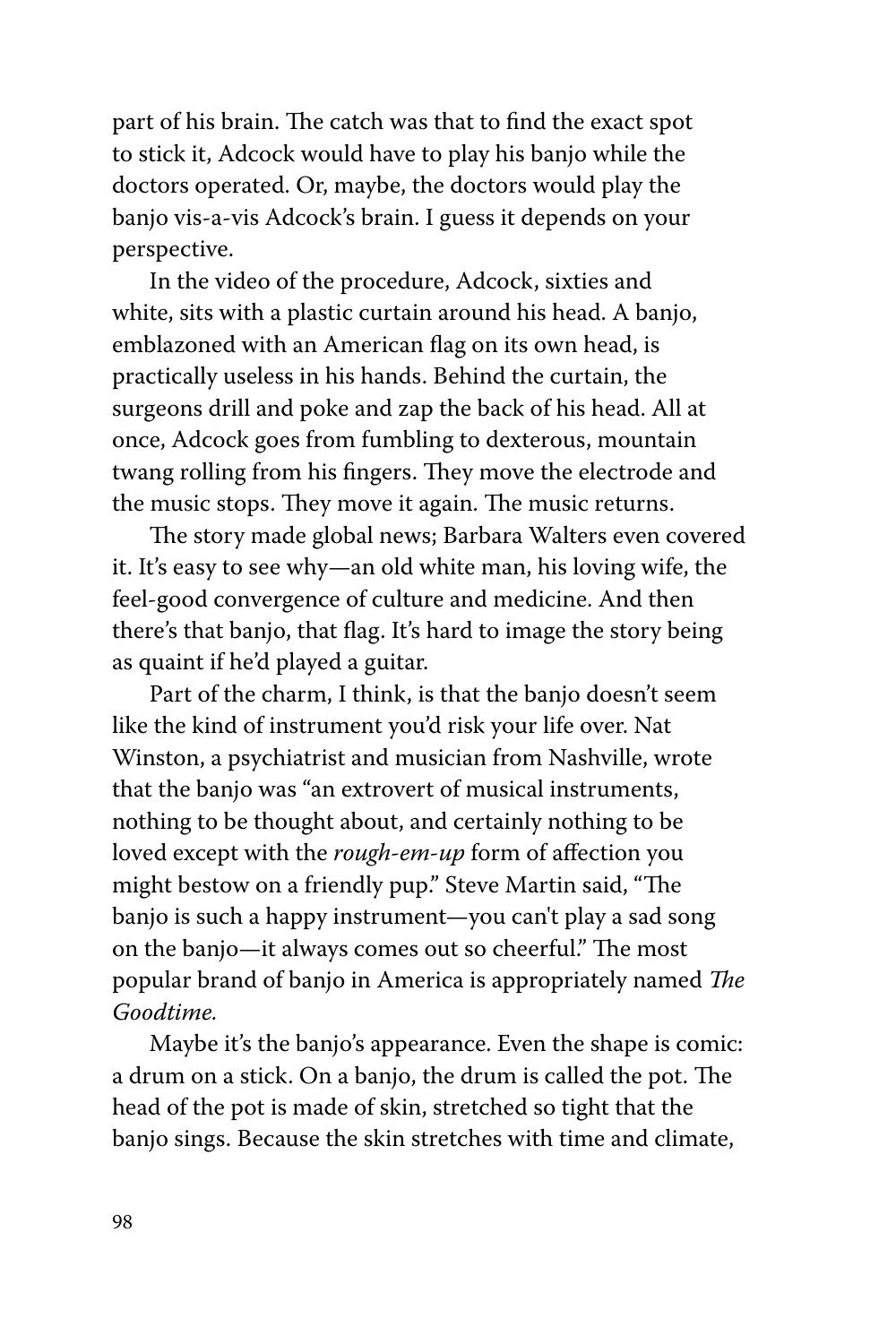part of his brain. The catch was that to find the exact spot to stick it, Adcock would have to play his banjo while the doctors operated. Or, maybe, the doctors would play the banjo vis-a-vis Adcock's brain. I guess it depends on your perspective.

In the video of the procedure, Adcock, sixties and white, sits with a plastic curtain around his head. A banjo, emblazoned with an American flag on its own head, is practically useless in his hands. Behind the curtain, the surgeons drill and poke and zap the back of his head. All at once, Adcock goes from fumbling to dexterous, mountain twang rolling from his fingers. They move the electrode and the music stops. They move it again. The music returns.

The story made global news; Barbara Walters even covered it. It's easy to see why—an old white man, his loving wife, the feel-good convergence of culture and medicine. And then there's that banjo, that flag. It's hard to image the story being as quaint if he'd played a guitar.

Part of the charm, I think, is that the banjo doesn't seem like the kind of instrument you'd risk your life over. Nat Winston, a psychiatrist and musician from Nashville, wrote that the banjo was "an extrovert of musical instruments, nothing to be thought about, and certainly nothing to be loved except with the *rough-em-up* form of affection you might bestow on a friendly pup." Steve Martin said, "The banjo is such a happy instrument—you can't play a sad song on the banjo—it always comes out so cheerful." The most popular brand of banjo in America is appropriately named *The Goodtime.*

Maybe it's the banjo's appearance. Even the shape is comic: a drum on a stick. On a banjo, the drum is called the pot. The head of the pot is made of skin, stretched so tight that the banjo sings. Because the skin stretches with time and climate,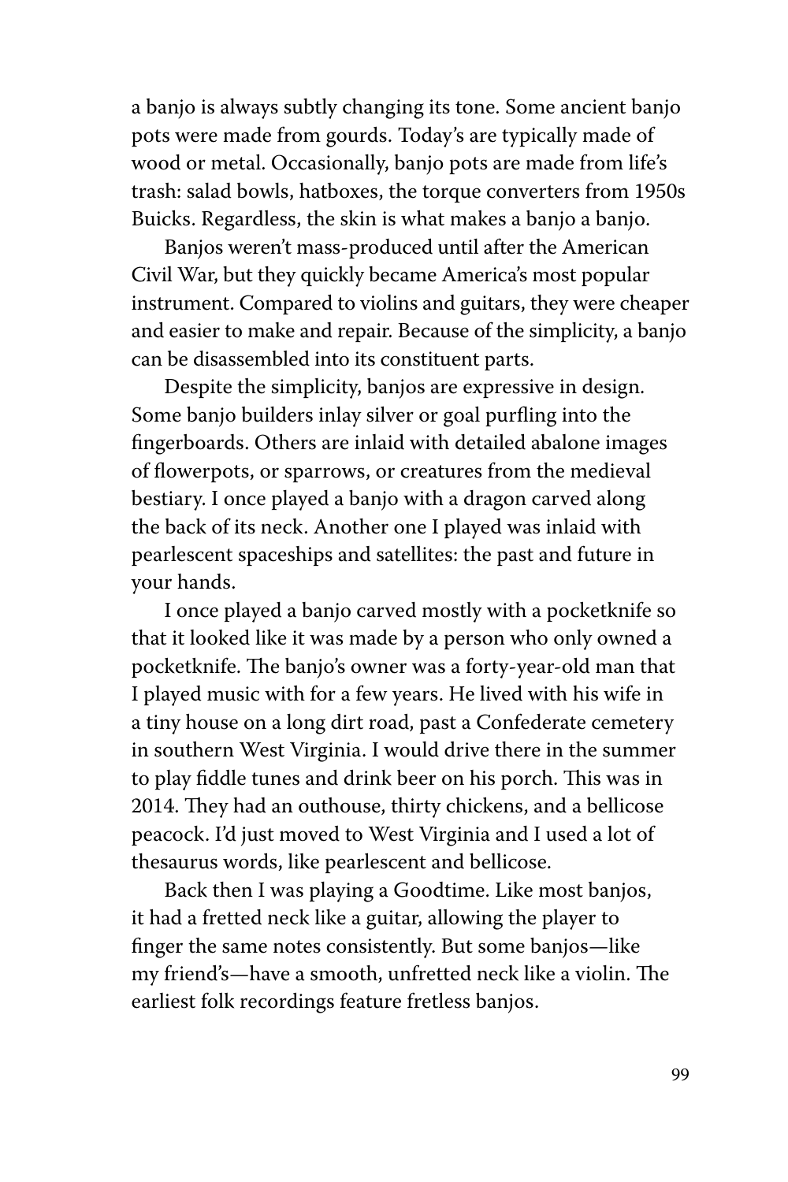a banjo is always subtly changing its tone. Some ancient banjo pots were made from gourds. Today's are typically made of wood or metal. Occasionally, banjo pots are made from life's trash: salad bowls, hatboxes, the torque converters from 1950s Buicks. Regardless, the skin is what makes a banjo a banjo.

Banjos weren't mass-produced until after the American Civil War, but they quickly became America's most popular instrument. Compared to violins and guitars, they were cheaper and easier to make and repair. Because of the simplicity, a banjo can be disassembled into its constituent parts.

Despite the simplicity, banjos are expressive in design. Some banjo builders inlay silver or goal purfling into the fingerboards. Others are inlaid with detailed abalone images of flowerpots, or sparrows, or creatures from the medieval bestiary. I once played a banjo with a dragon carved along the back of its neck. Another one I played was inlaid with pearlescent spaceships and satellites: the past and future in your hands.

I once played a banjo carved mostly with a pocketknife so that it looked like it was made by a person who only owned a pocketknife. The banjo's owner was a forty-year-old man that I played music with for a few years. He lived with his wife in a tiny house on a long dirt road, past a Confederate cemetery in southern West Virginia. I would drive there in the summer to play fiddle tunes and drink beer on his porch. This was in 2014. They had an outhouse, thirty chickens, and a bellicose peacock. I'd just moved to West Virginia and I used a lot of thesaurus words, like pearlescent and bellicose.

Back then I was playing a Goodtime. Like most banjos, it had a fretted neck like a guitar, allowing the player to finger the same notes consistently. But some banjos—like my friend's—have a smooth, unfretted neck like a violin. The earliest folk recordings feature fretless banjos.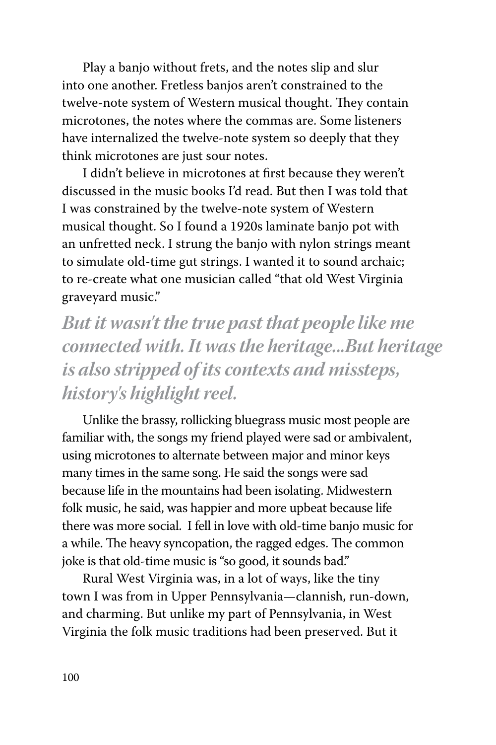Play a banjo without frets, and the notes slip and slur into one another. Fretless banjos aren't constrained to the twelve-note system of Western musical thought. They contain microtones, the notes where the commas are. Some listeners have internalized the twelve-note system so deeply that they think microtones are just sour notes.

I didn't believe in microtones at first because they weren't discussed in the music books I'd read. But then I was told that I was constrained by the twelve-note system of Western musical thought. So I found a 1920s laminate banjo pot with an unfretted neck. I strung the banjo with nylon strings meant to simulate old-time gut strings. I wanted it to sound archaic; to re-create what one musician called "that old West Virginia graveyard music."

> ***But it wasn't the true past that people like me connected with. It was the heritage...But heritage is also stripped of its contexts and missteps, history's highlight reel.***

Unlike the brassy, rollicking bluegrass music most people are familiar with, the songs my friend played were sad or ambivalent, using microtones to alternate between major and minor keys many times in the same song. He said the songs were sad because life in the mountains had been isolating. Midwestern folk music, he said, was happier and more upbeat because life there was more social. I fell in love with old-time banjo music for a while. The heavy syncopation, the ragged edges. The common joke is that old-time music is "so good, it sounds bad."

Rural West Virginia was, in a lot of ways, like the tiny town I was from in Upper Pennsylvania—clannish, run-down, and charming. But unlike my part of Pennsylvania, in West Virginia the folk music traditions had been preserved. But it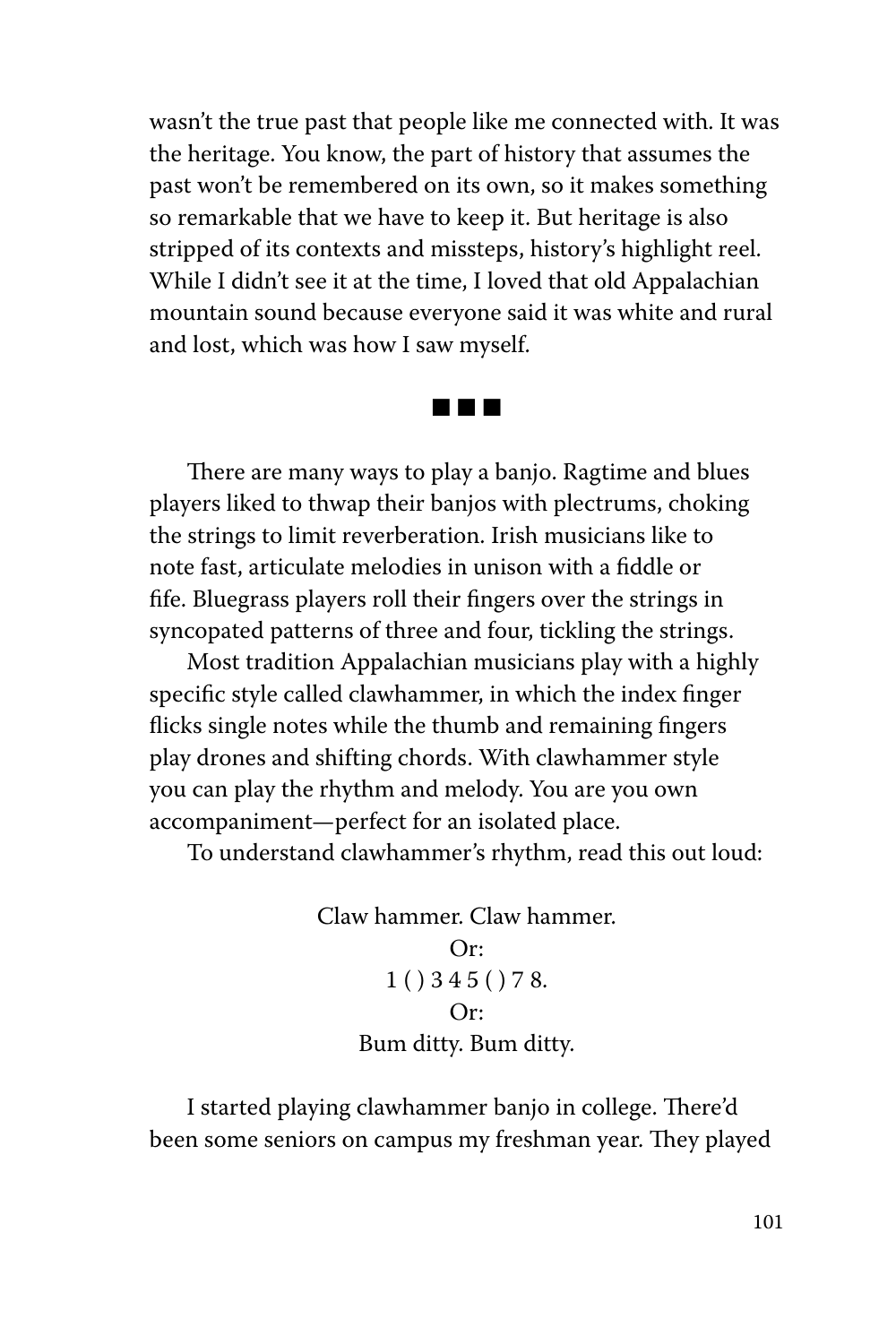wasn't the true past that people like me connected with. It was the heritage. You know, the part of history that assumes the past won't be remembered on its own, so it makes something so remarkable that we have to keep it. But heritage is also stripped of its contexts and missteps, history's highlight reel. While I didn't see it at the time, I loved that old Appalachian mountain sound because everyone said it was white and rural and lost, which was how I saw myself.

■ ■ ■

There are many ways to play a banjo. Ragtime and blues players liked to thwap their banjos with plectrums, choking the strings to limit reverberation. Irish musicians like to note fast, articulate melodies in unison with a fiddle or fife. Bluegrass players roll their fingers over the strings in syncopated patterns of three and four, tickling the strings.

Most tradition Appalachian musicians play with a highly specific style called clawhammer, in which the index finger flicks single notes while the thumb and remaining fingers play drones and shifting chords. With clawhammer style you can play the rhythm and melody. You are you own accompaniment—perfect for an isolated place.

To understand clawhammer's rhythm, read this out loud:

Claw hammer. Claw hammer.
Or:
1 ( ) 3 4 5 ( ) 7 8.
Or:
Bum ditty. Bum ditty.

I started playing clawhammer banjo in college. There'd been some seniors on campus my freshman year. They played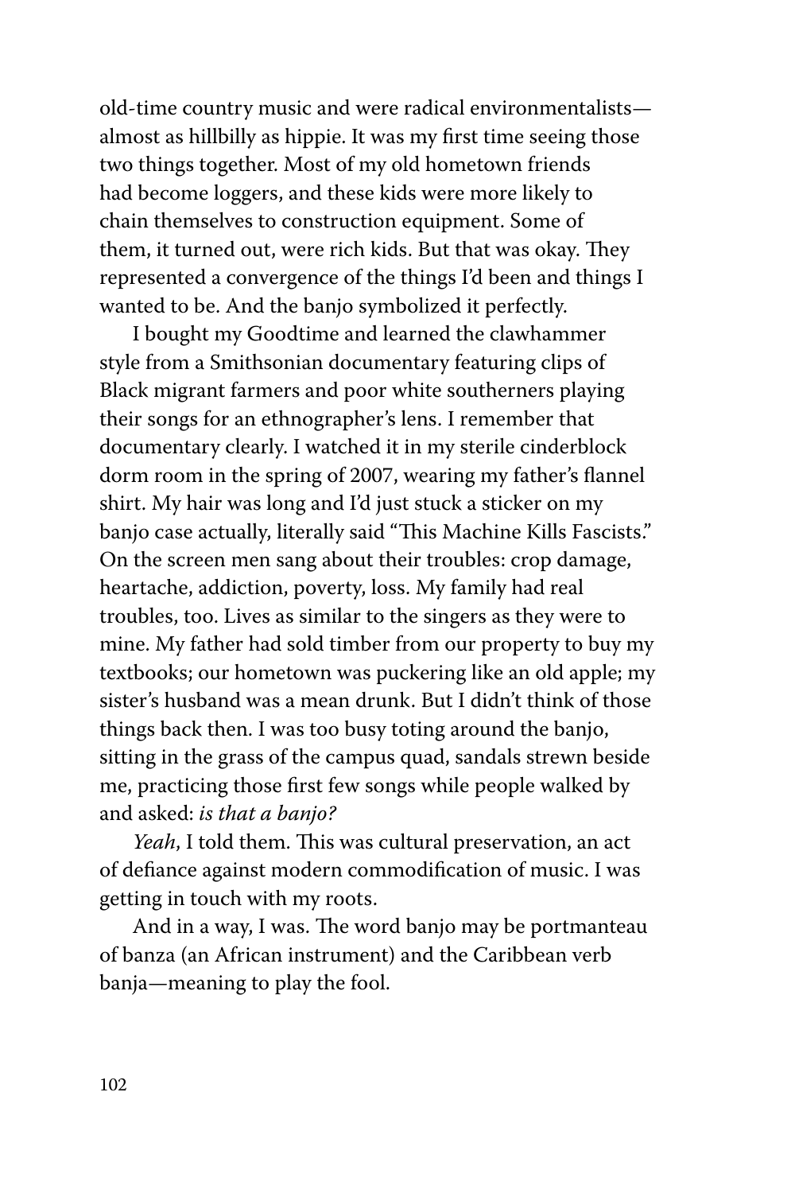old-time country music and were radical environmentalists—almost as hillbilly as hippie. It was my first time seeing those two things together. Most of my old hometown friends had become loggers, and these kids were more likely to chain themselves to construction equipment. Some of them, it turned out, were rich kids. But that was okay. They represented a convergence of the things I'd been and things I wanted to be. And the banjo symbolized it perfectly.

I bought my Goodtime and learned the clawhammer style from a Smithsonian documentary featuring clips of Black migrant farmers and poor white southerners playing their songs for an ethnographer's lens. I remember that documentary clearly. I watched it in my sterile cinderblock dorm room in the spring of 2007, wearing my father's flannel shirt. My hair was long and I'd just stuck a sticker on my banjo case actually, literally said "This Machine Kills Fascists." On the screen men sang about their troubles: crop damage, heartache, addiction, poverty, loss. My family had real troubles, too. Lives as similar to the singers as they were to mine. My father had sold timber from our property to buy my textbooks; our hometown was puckering like an old apple; my sister's husband was a mean drunk. But I didn't think of those things back then. I was too busy toting around the banjo, sitting in the grass of the campus quad, sandals strewn beside me, practicing those first few songs while people walked by and asked: *is that a banjo?*

*Yeah*, I told them. This was cultural preservation, an act of defiance against modern commodification of music. I was getting in touch with my roots.

And in a way, I was. The word banjo may be portmanteau of banza (an African instrument) and the Caribbean verb banja—meaning to play the fool.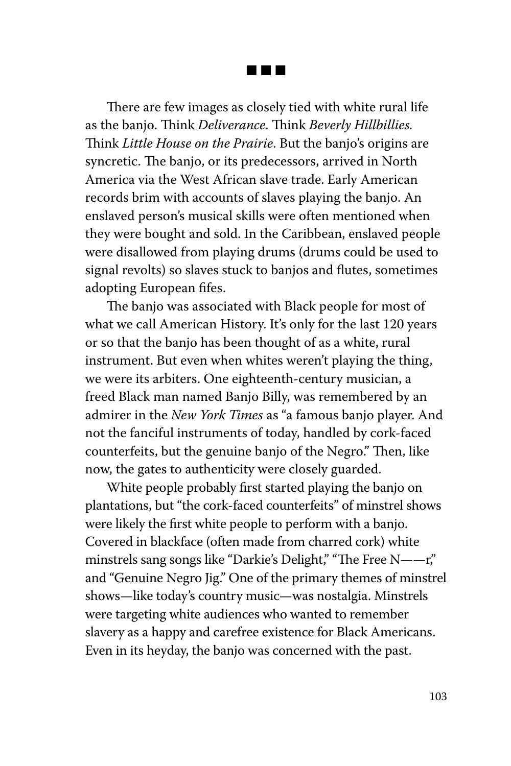■ ■ ■

There are few images as closely tied with white rural life as the banjo. Think *Deliverance*. Think *Beverly Hillbillies.* Think *Little House on the Prairie*. But the banjo's origins are syncretic. The banjo, or its predecessors, arrived in North America via the West African slave trade. Early American records brim with accounts of slaves playing the banjo. An enslaved person's musical skills were often mentioned when they were bought and sold. In the Caribbean, enslaved people were disallowed from playing drums (drums could be used to signal revolts) so slaves stuck to banjos and flutes, sometimes adopting European fifes.

The banjo was associated with Black people for most of what we call American History. It's only for the last 120 years or so that the banjo has been thought of as a white, rural instrument. But even when whites weren't playing the thing, we were its arbiters. One eighteenth-century musician, a freed Black man named Banjo Billy, was remembered by an admirer in the *New York Times* as "a famous banjo player. And not the fanciful instruments of today, handled by cork-faced counterfeits, but the genuine banjo of the Negro." Then, like now, the gates to authenticity were closely guarded.

White people probably first started playing the banjo on plantations, but "the cork-faced counterfeits" of minstrel shows were likely the first white people to perform with a banjo. Covered in blackface (often made from charred cork) white minstrels sang songs like "Darkie's Delight," "The Free N——r," and "Genuine Negro Jig." One of the primary themes of minstrel shows—like today's country music—was nostalgia. Minstrels were targeting white audiences who wanted to remember slavery as a happy and carefree existence for Black Americans. Even in its heyday, the banjo was concerned with the past.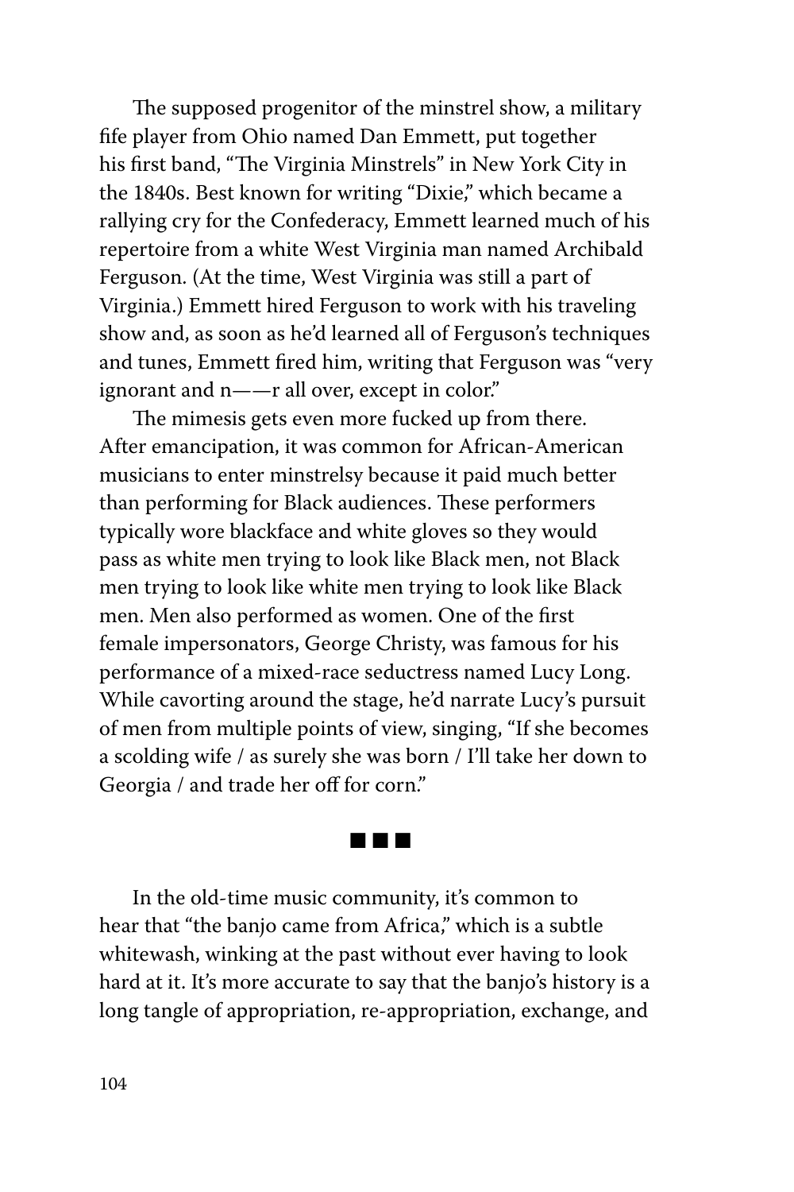The supposed progenitor of the minstrel show, a military fife player from Ohio named Dan Emmett, put together his first band, "The Virginia Minstrels" in New York City in the 1840s. Best known for writing "Dixie," which became a rallying cry for the Confederacy, Emmett learned much of his repertoire from a white West Virginia man named Archibald Ferguson. (At the time, West Virginia was still a part of Virginia.) Emmett hired Ferguson to work with his traveling show and, as soon as he'd learned all of Ferguson's techniques and tunes, Emmett fired him, writing that Ferguson was "very ignorant and n——r all over, except in color."

The mimesis gets even more fucked up from there. After emancipation, it was common for African-American musicians to enter minstrelsy because it paid much better than performing for Black audiences. These performers typically wore blackface and white gloves so they would pass as white men trying to look like Black men, not Black men trying to look like white men trying to look like Black men. Men also performed as women. One of the first female impersonators, George Christy, was famous for his performance of a mixed-race seductress named Lucy Long. While cavorting around the stage, he'd narrate Lucy's pursuit of men from multiple points of view, singing, "If she becomes a scolding wife / as surely she was born / I'll take her down to Georgia / and trade her off for corn."

■ ■ ■

In the old-time music community, it's common to hear that "the banjo came from Africa," which is a subtle whitewash, winking at the past without ever having to look hard at it. It's more accurate to say that the banjo's history is a long tangle of appropriation, re-appropriation, exchange, and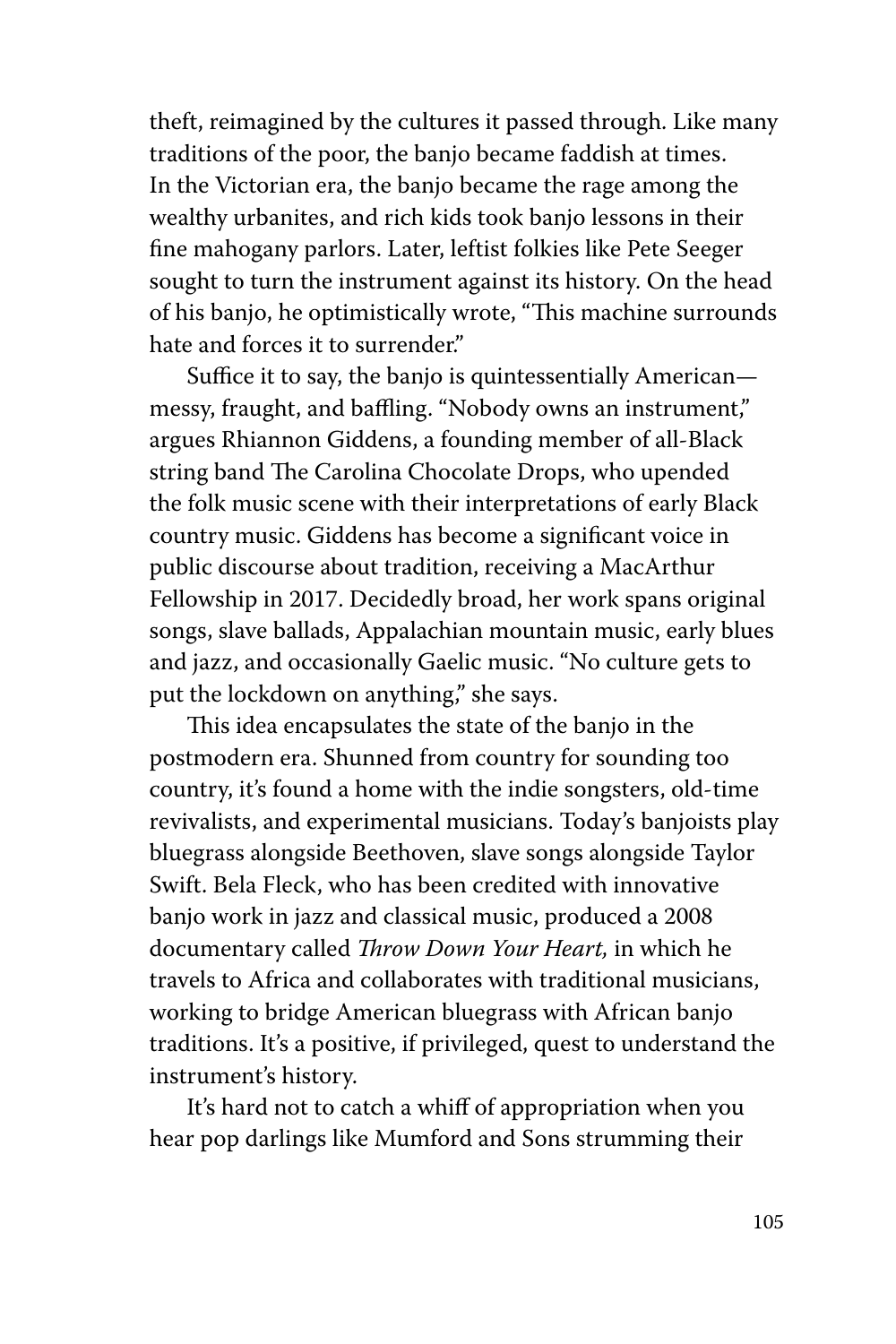theft, reimagined by the cultures it passed through. Like many traditions of the poor, the banjo became faddish at times. In the Victorian era, the banjo became the rage among the wealthy urbanites, and rich kids took banjo lessons in their fine mahogany parlors. Later, leftist folkies like Pete Seeger sought to turn the instrument against its history. On the head of his banjo, he optimistically wrote, "This machine surrounds hate and forces it to surrender."

Suffice it to say, the banjo is quintessentially American—messy, fraught, and baffling. "Nobody owns an instrument," argues Rhiannon Giddens, a founding member of all-Black string band The Carolina Chocolate Drops, who upended the folk music scene with their interpretations of early Black country music. Giddens has become a significant voice in public discourse about tradition, receiving a MacArthur Fellowship in 2017. Decidedly broad, her work spans original songs, slave ballads, Appalachian mountain music, early blues and jazz, and occasionally Gaelic music. "No culture gets to put the lockdown on anything," she says.

This idea encapsulates the state of the banjo in the postmodern era. Shunned from country for sounding too country, it's found a home with the indie songsters, old-time revivalists, and experimental musicians. Today's banjoists play bluegrass alongside Beethoven, slave songs alongside Taylor Swift. Bela Fleck, who has been credited with innovative banjo work in jazz and classical music, produced a 2008 documentary called *Throw Down Your Heart,* in which he travels to Africa and collaborates with traditional musicians, working to bridge American bluegrass with African banjo traditions. It's a positive, if privileged, quest to understand the instrument's history.

It's hard not to catch a whiff of appropriation when you hear pop darlings like Mumford and Sons strumming their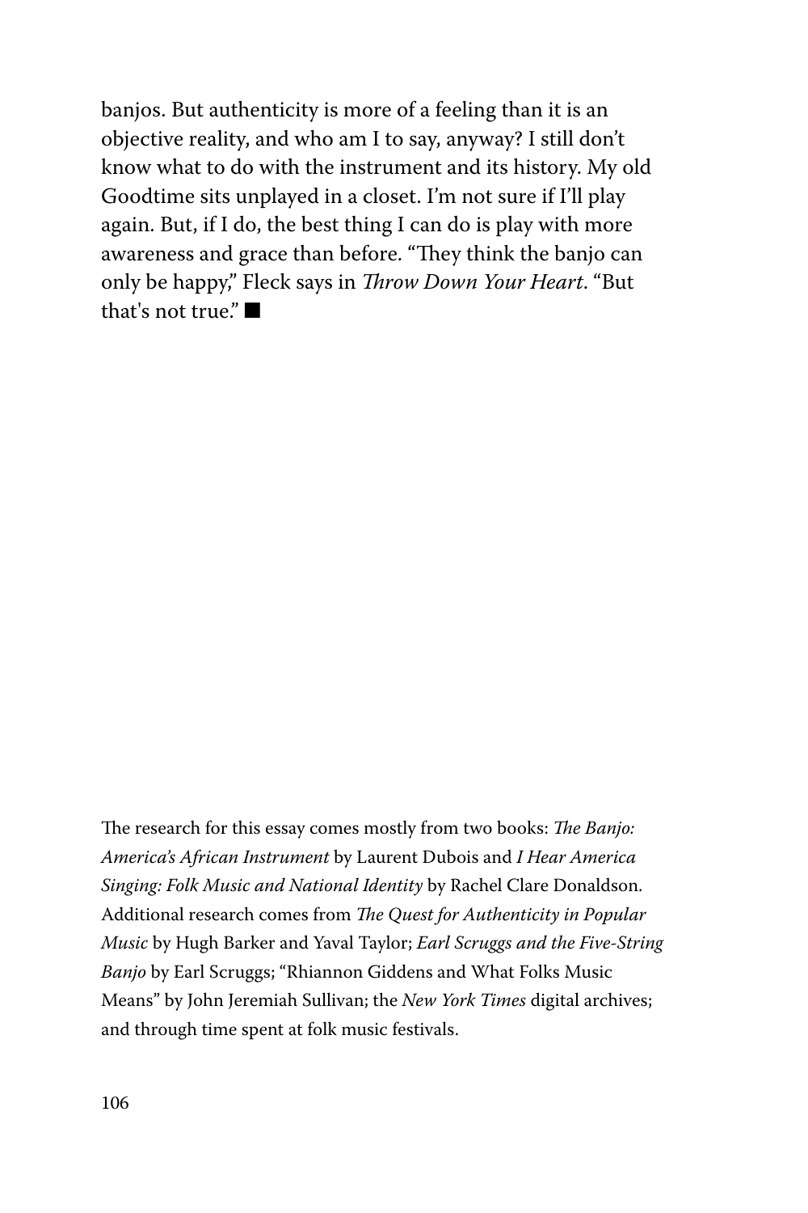banjos. But authenticity is more of a feeling than it is an objective reality, and who am I to say, anyway? I still don't know what to do with the instrument and its history. My old Goodtime sits unplayed in a closet. I'm not sure if I'll play again. But, if I do, the best thing I can do is play with more awareness and grace than before. "They think the banjo can only be happy," Fleck says in *Throw Down Your Heart*. "But that's not true." ■

The research for this essay comes mostly from two books: *The Banjo: America's African Instrument* by Laurent Dubois and *I Hear America Singing: Folk Music and National Identity* by Rachel Clare Donaldson. Additional research comes from *The Quest for Authenticity in Popular Music* by Hugh Barker and Yaval Taylor; *Earl Scruggs and the Five-String Banjo* by Earl Scruggs; "Rhiannon Giddens and What Folks Music Means" by John Jeremiah Sullivan; the *New York Times* digital archives; and through time spent at folk music festivals.